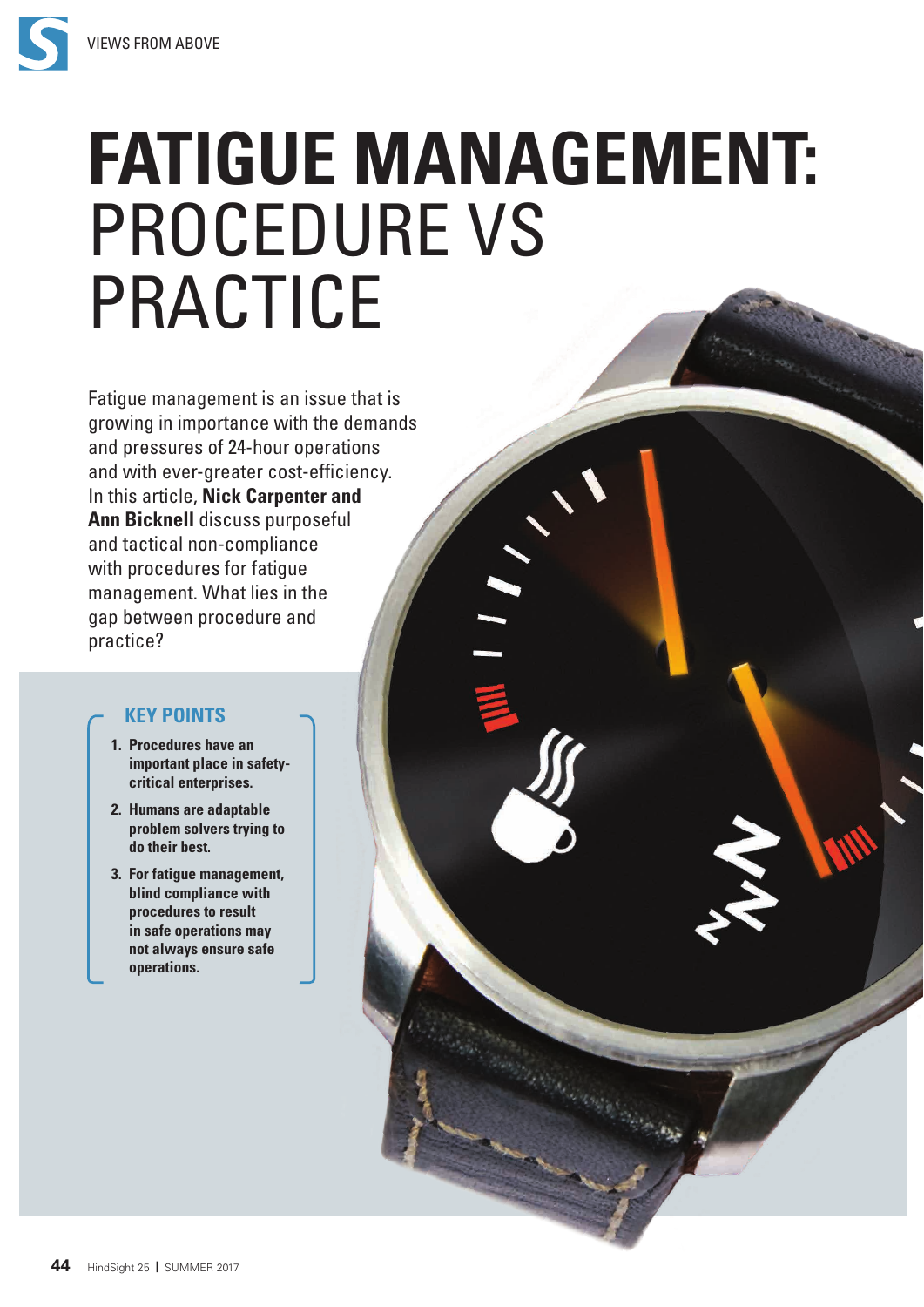# FATIGUE MANAGEMENT: PROCEDURE VS PRACTICE

Fatigue management is an issue that is growing in importance with the demands and pressures of 24-hour operations and with ever-greater cost-efficiency. In this article, **Nick Carpenter and Ann Bicknell** discuss purposeful and tactical non-compliance with procedures for fatigue management. What lies in the gap between procedure and practice?

## KEY POINTS

1. **Procedures have an important place in safety-critical enterprises.**
2. **Humans are adaptable problem solvers trying to do their best.**
3. **For fatigue management, blind compliance with procedures to result in safe operations may not always ensure safe operations.**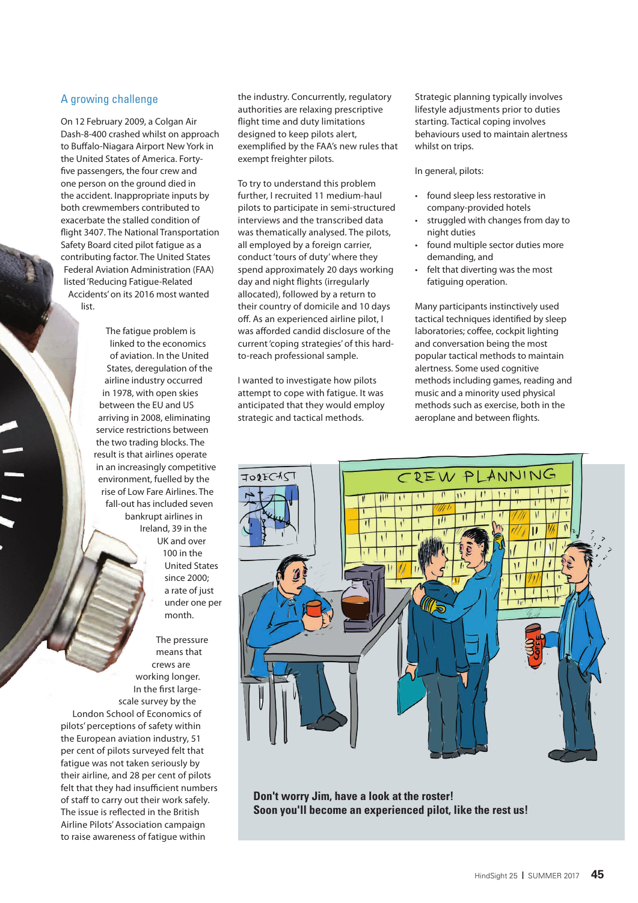## A growing challenge

On 12 February 2009, a Colgan Air Dash-8-400 crashed whilst on approach to Buffalo-Niagara Airport New York in the United States of America. Forty-five passengers, the four crew and one person on the ground died in the accident. Inappropriate inputs by both crewmembers contributed to exacerbate the stalled condition of flight 3407. The National Transportation Safety Board cited pilot fatigue as a contributing factor. The United States Federal Aviation Administration (FAA) listed 'Reducing Fatigue-Related Accidents' on its 2016 most wanted list.

The fatigue problem is linked to the economics of aviation. In the United States, deregulation of the airline industry occurred in 1978, with open skies between the EU and US arriving in 2008, eliminating service restrictions between the two trading blocks. The result is that airlines operate in an increasingly competitive environment, fuelled by the rise of Low Fare Airlines. The fall-out has included seven bankrupt airlines in Ireland, 39 in the UK and over 100 in the United States since 2000; a rate of just under one per month.

The pressure means that crews are working longer. In the first large-scale survey by the London School of Economics of pilots' perceptions of safety within the European aviation industry, 51 per cent of pilots surveyed felt that fatigue was not taken seriously by their airline, and 28 per cent of pilots felt that they had insufficient numbers of staff to carry out their work safely. The issue is reflected in the British Airline Pilots' Association campaign to raise awareness of fatigue within the industry. Concurrently, regulatory authorities are relaxing prescriptive flight time and duty limitations designed to keep pilots alert, exemplified by the FAA's new rules that exempt freighter pilots.

To try to understand this problem further, I recruited 11 medium-haul pilots to participate in semi-structured interviews and the transcribed data was thematically analysed. The pilots, all employed by a foreign carrier, conduct 'tours of duty' where they spend approximately 20 days working day and night flights (irregularly allocated), followed by a return to their country of domicile and 10 days off. As an experienced airline pilot, I was afforded candid disclosure of the current 'coping strategies' of this hard-to-reach professional sample.

I wanted to investigate how pilots attempt to cope with fatigue. It was anticipated that they would employ strategic and tactical methods.

Strategic planning typically involves lifestyle adjustments prior to duties starting. Tactical coping involves behaviours used to maintain alertness whilst on trips.

In general, pilots:

- found sleep less restorative in company-provided hotels
- struggled with changes from day to night duties
- found multiple sector duties more demanding, and
- felt that diverting was the most fatiguing operation.

Many participants instinctively used tactical techniques identified by sleep laboratories; coffee, cockpit lighting and conversation being the most popular tactical methods to maintain alertness. Some used cognitive methods including games, reading and music and a minority used physical methods such as exercise, both in the aeroplane and between flights.

**Don't worry Jim, have a look at the roster!**
**Soon you'll become an experienced pilot, like the rest us!**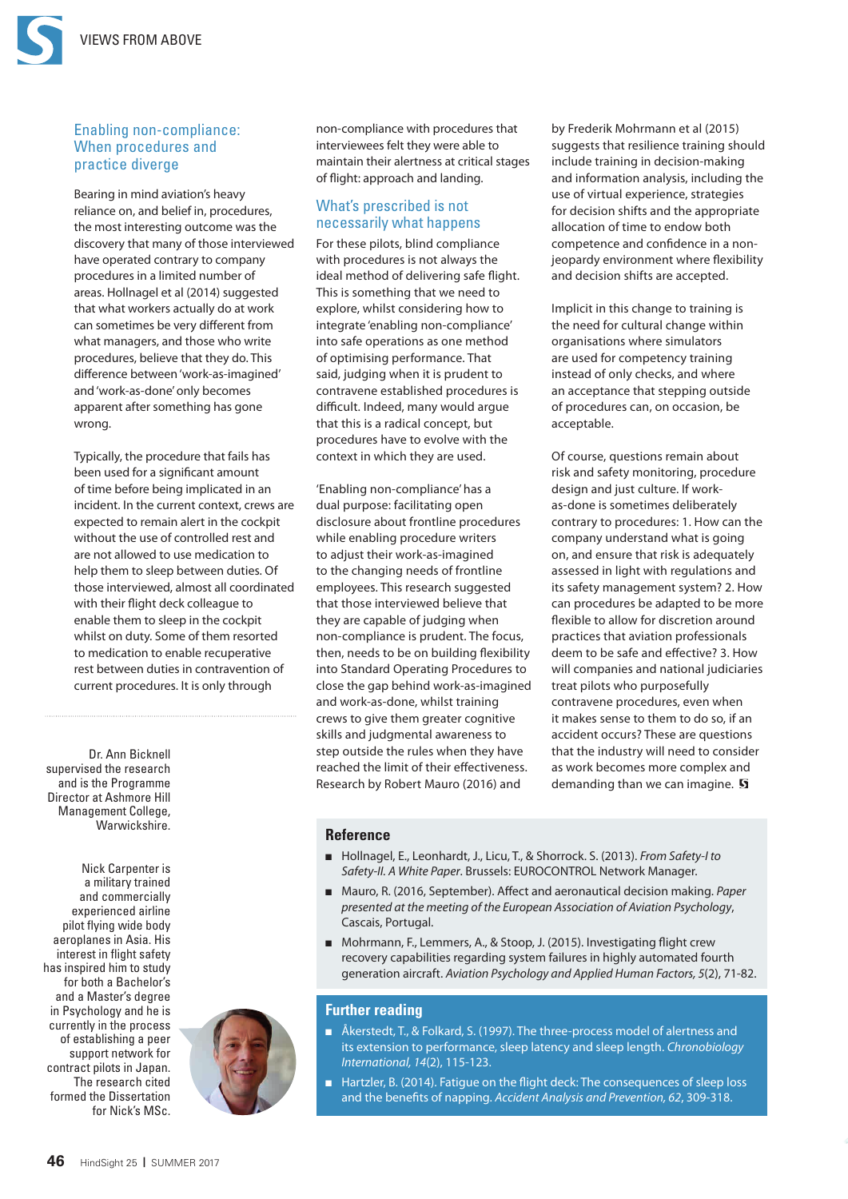## Enabling non-compliance: When procedures and practice diverge

Bearing in mind aviation's heavy reliance on, and belief in, procedures, the most interesting outcome was the discovery that many of those interviewed have operated contrary to company procedures in a limited number of areas. Hollnagel et al (2014) suggested that what workers actually do at work can sometimes be very different from what managers, and those who write procedures, believe that they do. This difference between 'work-as-imagined' and 'work-as-done' only becomes apparent after something has gone wrong.

Typically, the procedure that fails has been used for a significant amount of time before being implicated in an incident. In the current context, crews are expected to remain alert in the cockpit without the use of controlled rest and are not allowed to use medication to help them to sleep between duties. Of those interviewed, almost all coordinated with their flight deck colleague to enable them to sleep in the cockpit whilst on duty. Some of them resorted to medication to enable recuperative rest between duties in contravention of current procedures. It is only through non-compliance with procedures that interviewees felt they were able to maintain their alertness at critical stages of flight: approach and landing.

## What's prescribed is not necessarily what happens

For these pilots, blind compliance with procedures is not always the ideal method of delivering safe flight. This is something that we need to explore, whilst considering how to integrate 'enabling non-compliance' into safe operations as one method of optimising performance. That said, judging when it is prudent to contravene established procedures is difficult. Indeed, many would argue that this is a radical concept, but procedures have to evolve with the context in which they are used.

'Enabling non-compliance' has a dual purpose: facilitating open disclosure about frontline procedures while enabling procedure writers to adjust their work-as-imagined to the changing needs of frontline employees. This research suggested that those interviewed believe that they are capable of judging when non-compliance is prudent. The focus, then, needs to be on building flexibility into Standard Operating Procedures to close the gap behind work-as-imagined and work-as-done, whilst training crews to give them greater cognitive skills and judgmental awareness to step outside the rules when they have reached the limit of their effectiveness. Research by Robert Mauro (2016) and by Frederik Mohrmann et al (2015) suggests that resilience training should include training in decision-making and information analysis, including the use of virtual experience, strategies for decision shifts and the appropriate allocation of time to endow both competence and confidence in a non-jeopardy environment where flexibility and decision shifts are accepted.

Implicit in this change to training is the need for cultural change within organisations where simulators are used for competency training instead of only checks, and where an acceptance that stepping outside of procedures can, on occasion, be acceptable.

Of course, questions remain about risk and safety monitoring, procedure design and just culture. If work-as-done is sometimes deliberately contrary to procedures: 1. How can the company understand what is going on, and ensure that risk is adequately assessed in light with regulations and its safety management system? 2. How can procedures be adapted to be more flexible to allow for discretion around practices that aviation professionals deem to be safe and effective? 3. How will companies and national judiciaries treat pilots who purposefully contravene procedures, even when it makes sense to them to do so, if an accident occurs? These are questions that the industry will need to consider as work becomes more complex and demanding than we can imagine.

Dr. Ann Bicknell supervised the research and is the Programme Director at Ashmore Hill Management College, Warwickshire.

Nick Carpenter is a military trained and commercially experienced airline pilot flying wide body aeroplanes in Asia. His interest in flight safety has inspired him to study for both a Bachelor's and a Master's degree in Psychology and he is currently in the process of establishing a peer support network for contract pilots in Japan. The research cited formed the Dissertation for Nick's MSc.

### Reference

- Hollnagel, E., Leonhardt, J., Licu, T., & Shorrock. S. (2013). *From Safety-I to Safety-II. A White Paper*. Brussels: EUROCONTROL Network Manager.
- Mauro, R. (2016, September). Affect and aeronautical decision making. *Paper presented at the meeting of the European Association of Aviation Psychology*, Cascais, Portugal.
- Mohrmann, F., Lemmers, A., & Stoop, J. (2015). Investigating flight crew recovery capabilities regarding system failures in highly automated fourth generation aircraft. *Aviation Psychology and Applied Human Factors, 5*(2), 71-82.

### Further reading

- Åkerstedt, T., & Folkard, S. (1997). The three-process model of alertness and its extension to performance, sleep latency and sleep length. *Chronobiology International, 14*(2), 115-123.
- Hartzler, B. (2014). Fatigue on the flight deck: The consequences of sleep loss and the benefits of napping. *Accident Analysis and Prevention, 62*, 309-318.